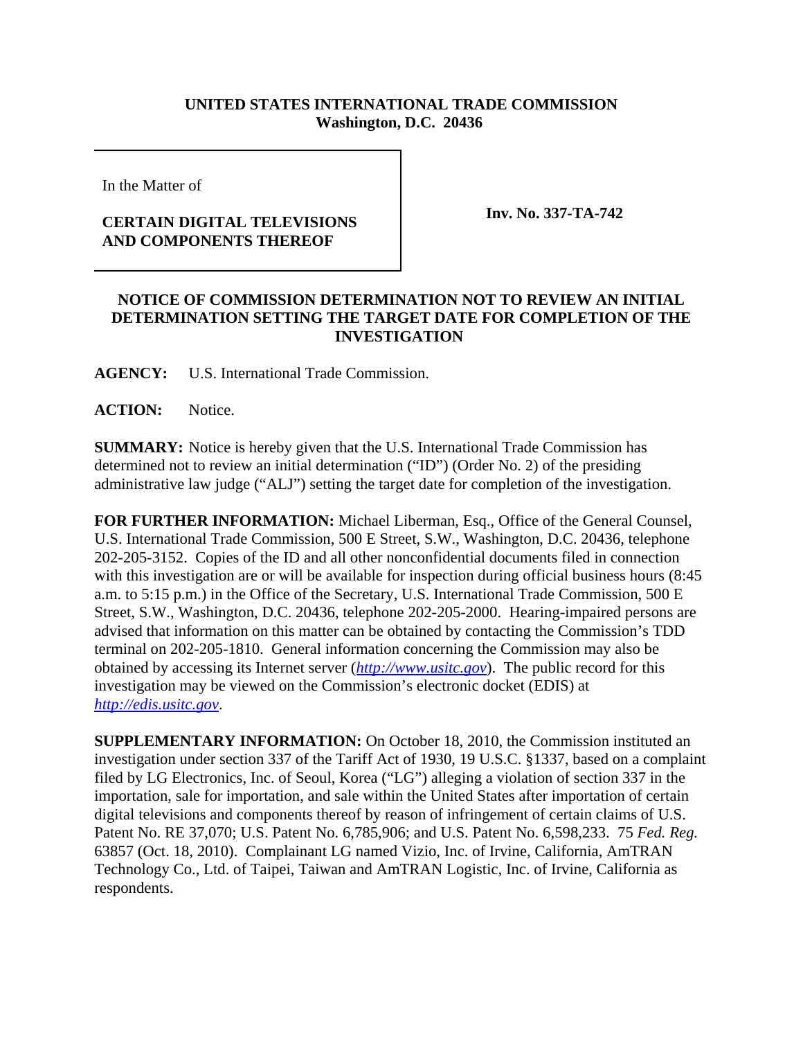**UNITED STATES INTERNATIONAL TRADE COMMISSION**
**Washington, D.C. 20436**

In the Matter of

**CERTAIN DIGITAL TELEVISIONS AND COMPONENTS THEREOF**

**Inv. No. 337-TA-742**

**NOTICE OF COMMISSION DETERMINATION NOT TO REVIEW AN INITIAL DETERMINATION SETTING THE TARGET DATE FOR COMPLETION OF THE INVESTIGATION**

**AGENCY:** U.S. International Trade Commission.

**ACTION:** Notice.

**SUMMARY:** Notice is hereby given that the U.S. International Trade Commission has determined not to review an initial determination ("ID") (Order No. 2) of the presiding administrative law judge ("ALJ") setting the target date for completion of the investigation.

**FOR FURTHER INFORMATION:** Michael Liberman, Esq., Office of the General Counsel, U.S. International Trade Commission, 500 E Street, S.W., Washington, D.C. 20436, telephone 202-205-3152. Copies of the ID and all other nonconfidential documents filed in connection with this investigation are or will be available for inspection during official business hours (8:45 a.m. to 5:15 p.m.) in the Office of the Secretary, U.S. International Trade Commission, 500 E Street, S.W., Washington, D.C. 20436, telephone 202-205-2000. Hearing-impaired persons are advised that information on this matter can be obtained by contacting the Commission's TDD terminal on 202-205-1810. General information concerning the Commission may also be obtained by accessing its Internet server (*http://www.usitc.gov*). The public record for this investigation may be viewed on the Commission's electronic docket (EDIS) at *http://edis.usitc.gov*.

**SUPPLEMENTARY INFORMATION:** On October 18, 2010, the Commission instituted an investigation under section 337 of the Tariff Act of 1930, 19 U.S.C. §1337, based on a complaint filed by LG Electronics, Inc. of Seoul, Korea ("LG") alleging a violation of section 337 in the importation, sale for importation, and sale within the United States after importation of certain digital televisions and components thereof by reason of infringement of certain claims of U.S. Patent No. RE 37,070; U.S. Patent No. 6,785,906; and U.S. Patent No. 6,598,233. 75 *Fed. Reg.* 63857 (Oct. 18, 2010). Complainant LG named Vizio, Inc. of Irvine, California, AmTRAN Technology Co., Ltd. of Taipei, Taiwan and AmTRAN Logistic, Inc. of Irvine, California as respondents.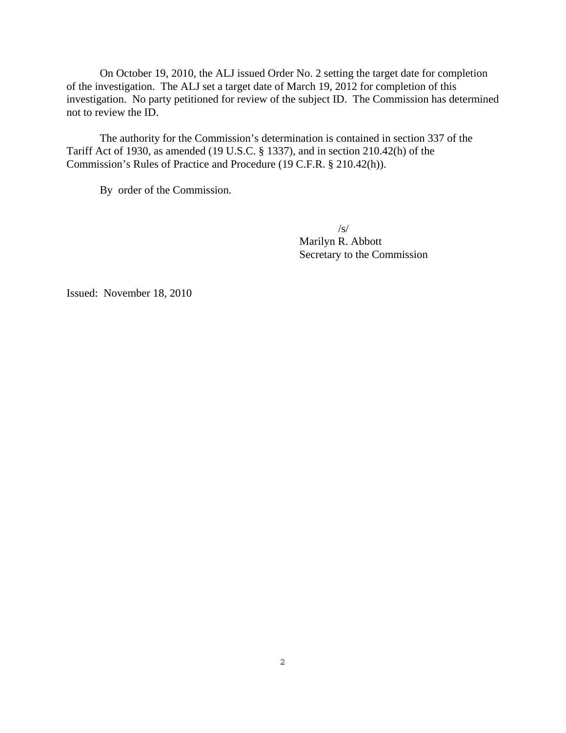On October 19, 2010, the ALJ issued Order No. 2 setting the target date for completion of the investigation. The ALJ set a target date of March 19, 2012 for completion of this investigation. No party petitioned for review of the subject ID. The Commission has determined not to review the ID.

The authority for the Commission's determination is contained in section 337 of the Tariff Act of 1930, as amended (19 U.S.C. § 1337), and in section 210.42(h) of the Commission's Rules of Practice and Procedure (19 C.F.R. § 210.42(h)).

By order of the Commission.

/s/
Marilyn R. Abbott
Secretary to the Commission

Issued: November 18, 2010